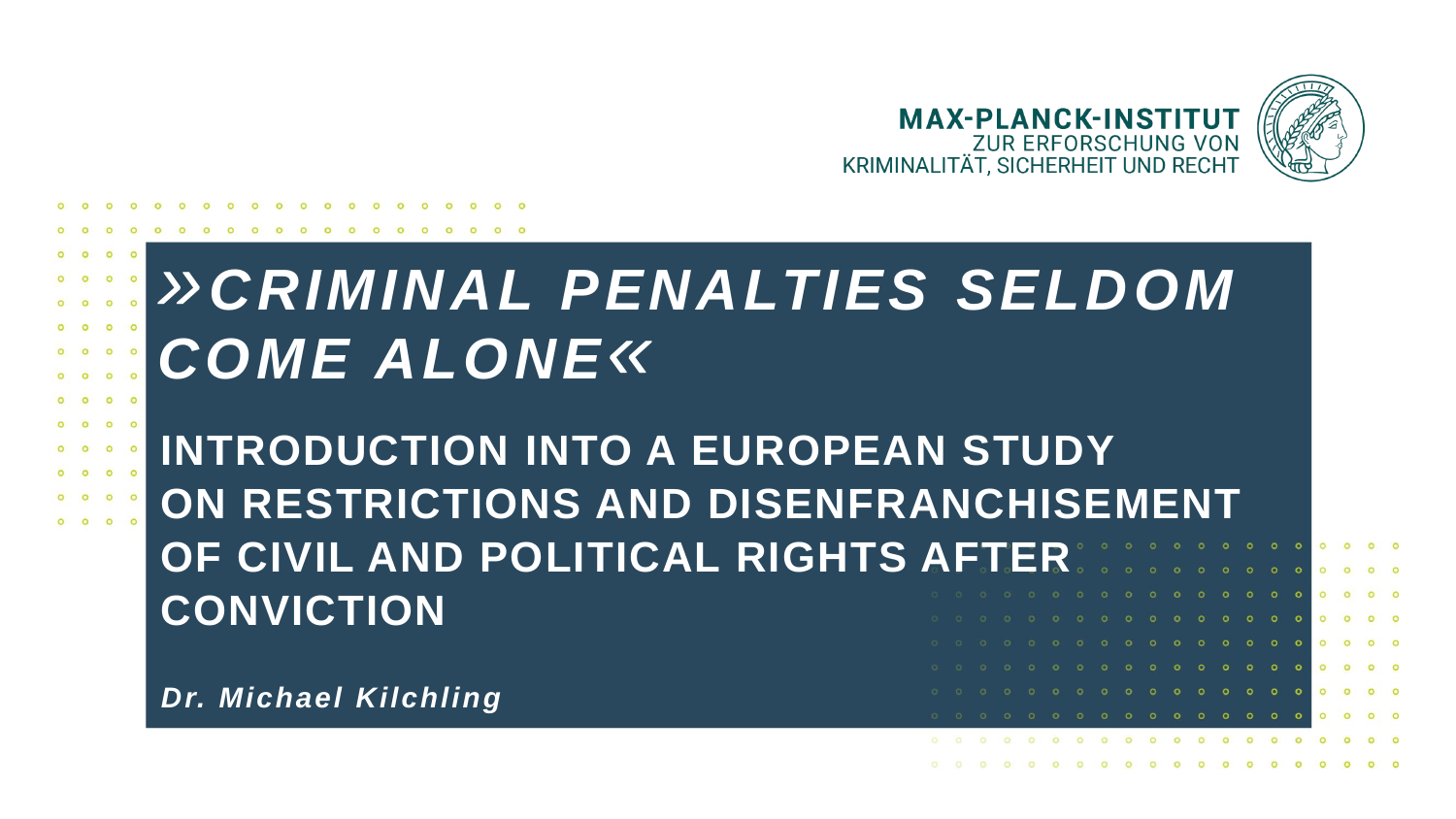MAX-PLANCK-INSTITUT
ZUR ERFORSCHUNG VON
KRIMINALITÄT, SICHERHEIT UND RECHT

# *»CRIMINAL PENALTIES SELDOM COME ALONE«*

## INTRODUCTION INTO A EUROPEAN STUDY ON RESTRICTIONS AND DISENFRANCHISEMENT OF CIVIL AND POLITICAL RIGHTS AFTER CONVICTION

***Dr. Michael Kilchling***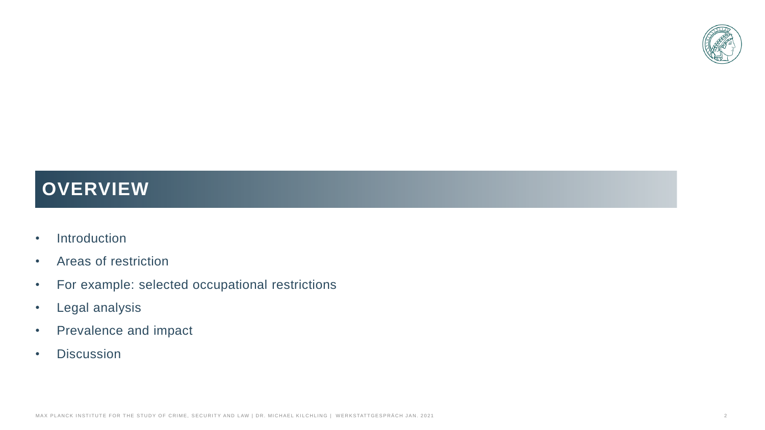## OVERVIEW

- Introduction
- Areas of restriction
- For example: selected occupational restrictions
- Legal analysis
- Prevalence and impact
- Discussion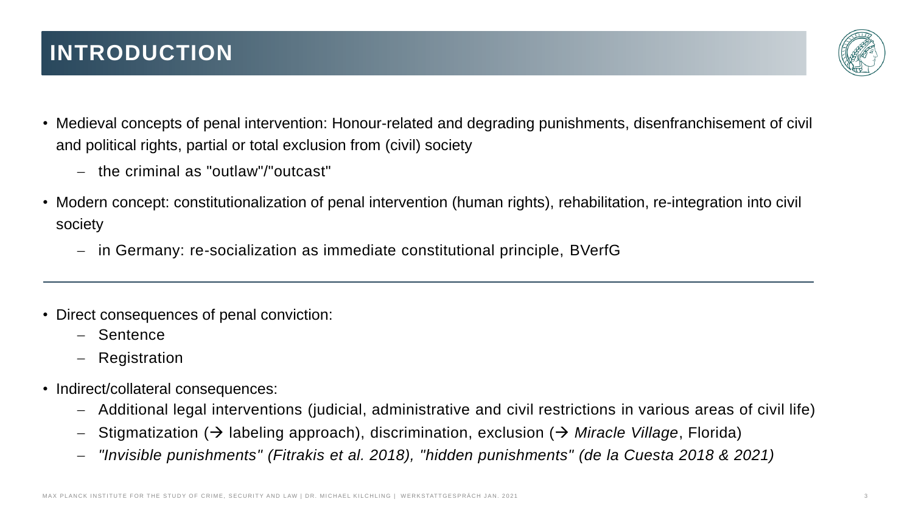# INTRODUCTION

- Medieval concepts of penal intervention: Honour-related and degrading punishments, disenfranchisement of civil and political rights, partial or total exclusion from (civil) society
  - the criminal as "outlaw"/"outcast"
- Modern concept: constitutionalization of penal intervention (human rights), rehabilitation, re-integration into civil society
  - in Germany: re-socialization as immediate constitutional principle, BVerfG

---

- Direct consequences of penal conviction:
  - Sentence
  - Registration
- Indirect/collateral consequences:
  - Additional legal interventions (judicial, administrative and civil restrictions in various areas of civil life)
  - Stigmatization (→ labeling approach), discrimination, exclusion (→ *Miracle Village*, Florida)
  - *"Invisible punishments" (Fitrakis et al. 2018), "hidden punishments" (de la Cuesta 2018 & 2021)*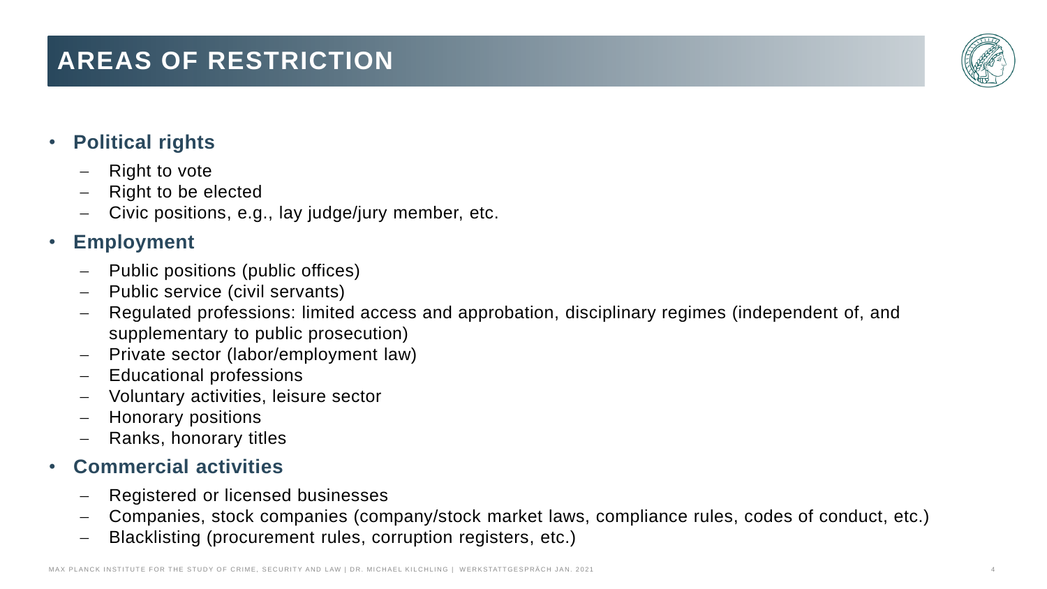# AREAS OF RESTRICTION

- **Political rights**
  - Right to vote
  - Right to be elected
  - Civic positions, e.g., lay judge/jury member, etc.
- **Employment**
  - Public positions (public offices)
  - Public service (civil servants)
  - Regulated professions: limited access and approbation, disciplinary regimes (independent of, and supplementary to public prosecution)
  - Private sector (labor/employment law)
  - Educational professions
  - Voluntary activities, leisure sector
  - Honorary positions
  - Ranks, honorary titles
- **Commercial activities**
  - Registered or licensed businesses
  - Companies, stock companies (company/stock market laws, compliance rules, codes of conduct, etc.)
  - Blacklisting (procurement rules, corruption registers, etc.)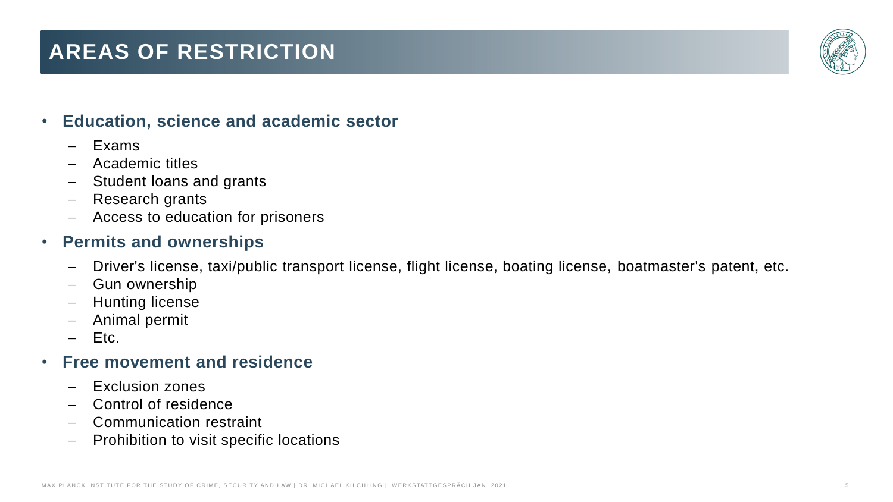# AREAS OF RESTRICTION

- **Education, science and academic sector**
  - Exams
  - Academic titles
  - Student loans and grants
  - Research grants
  - Access to education for prisoners
- **Permits and ownerships**
  - Driver's license, taxi/public transport license, flight license, boating license, boatmaster's patent, etc.
  - Gun ownership
  - Hunting license
  - Animal permit
  - Etc.
- **Free movement and residence**
  - Exclusion zones
  - Control of residence
  - Communication restraint
  - Prohibition to visit specific locations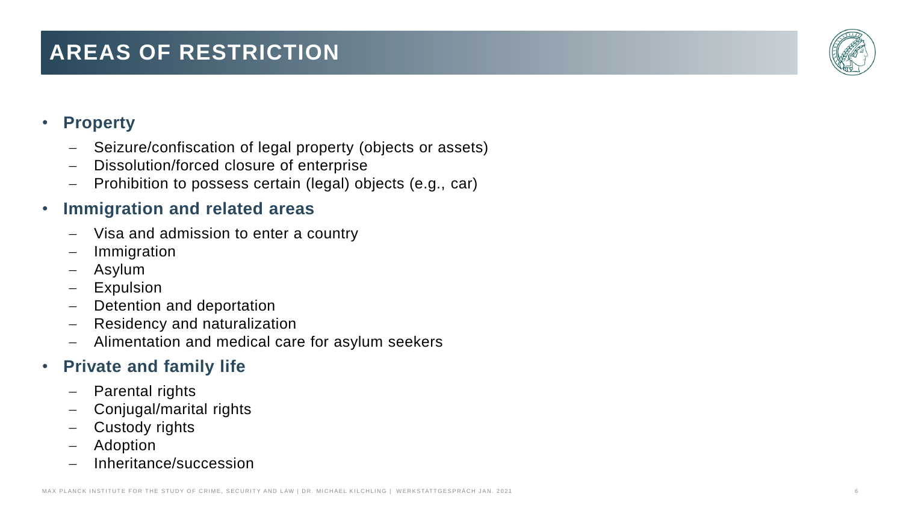# AREAS OF RESTRICTION

- **Property**
  - Seizure/confiscation of legal property (objects or assets)
  - Dissolution/forced closure of enterprise
  - Prohibition to possess certain (legal) objects (e.g., car)
- **Immigration and related areas**
  - Visa and admission to enter a country
  - Immigration
  - Asylum
  - Expulsion
  - Detention and deportation
  - Residency and naturalization
  - Alimentation and medical care for asylum seekers
- **Private and family life**
  - Parental rights
  - Conjugal/marital rights
  - Custody rights
  - Adoption
  - Inheritance/succession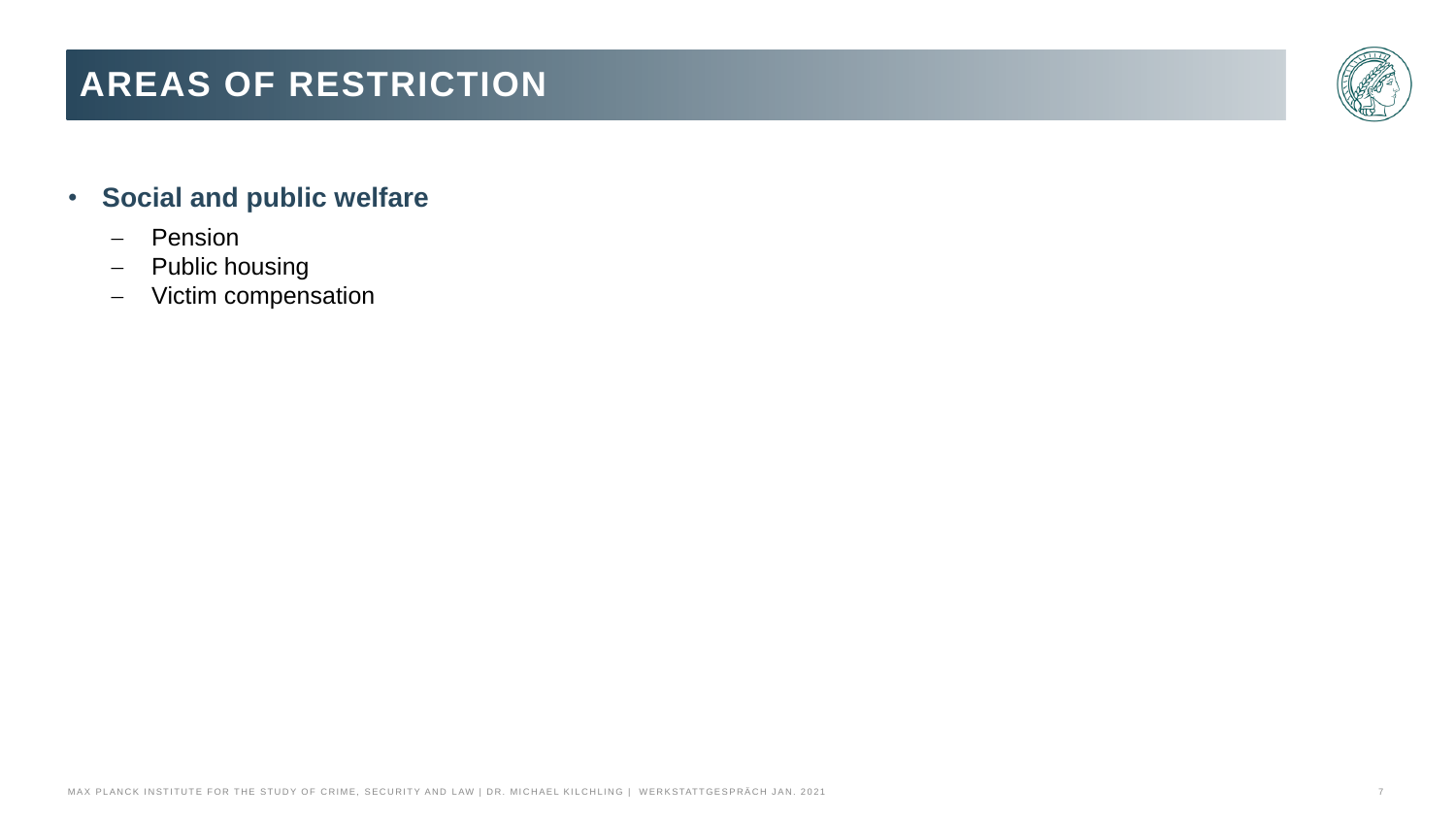# AREAS OF RESTRICTION

- **Social and public welfare**
  - Pension
  - Public housing
  - Victim compensation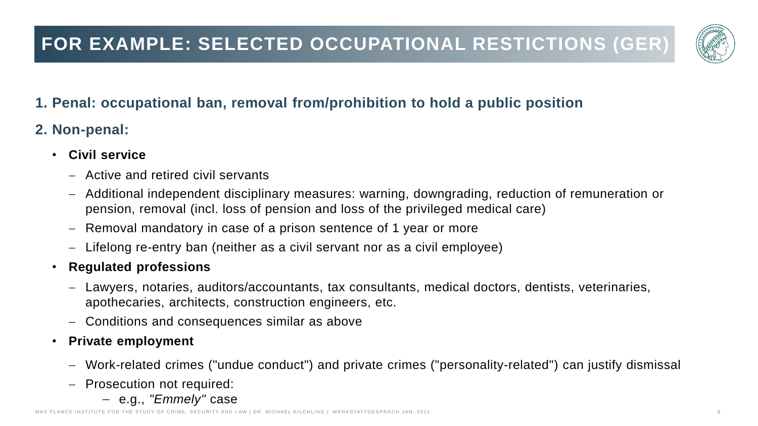# FOR EXAMPLE: SELECTED OCCUPATIONAL RESTICTIONS (GER)

## 1. Penal: occupational ban, removal from/prohibition to hold a public position

## 2. Non-penal:

- **Civil service**
  - Active and retired civil servants
  - Additional independent disciplinary measures: warning, downgrading, reduction of remuneration or pension, removal (incl. loss of pension and loss of the privileged medical care)
  - Removal mandatory in case of a prison sentence of 1 year or more
  - Lifelong re-entry ban (neither as a civil servant nor as a civil employee)
- **Regulated professions**
  - Lawyers, notaries, auditors/accountants, tax consultants, medical doctors, dentists, veterinaries, apothecaries, architects, construction engineers, etc.
  - Conditions and consequences similar as above
- **Private employment**
  - Work-related crimes ("undue conduct") and private crimes ("personality-related") can justify dismissal
  - Prosecution not required:
    - e.g., *"Emmely"* case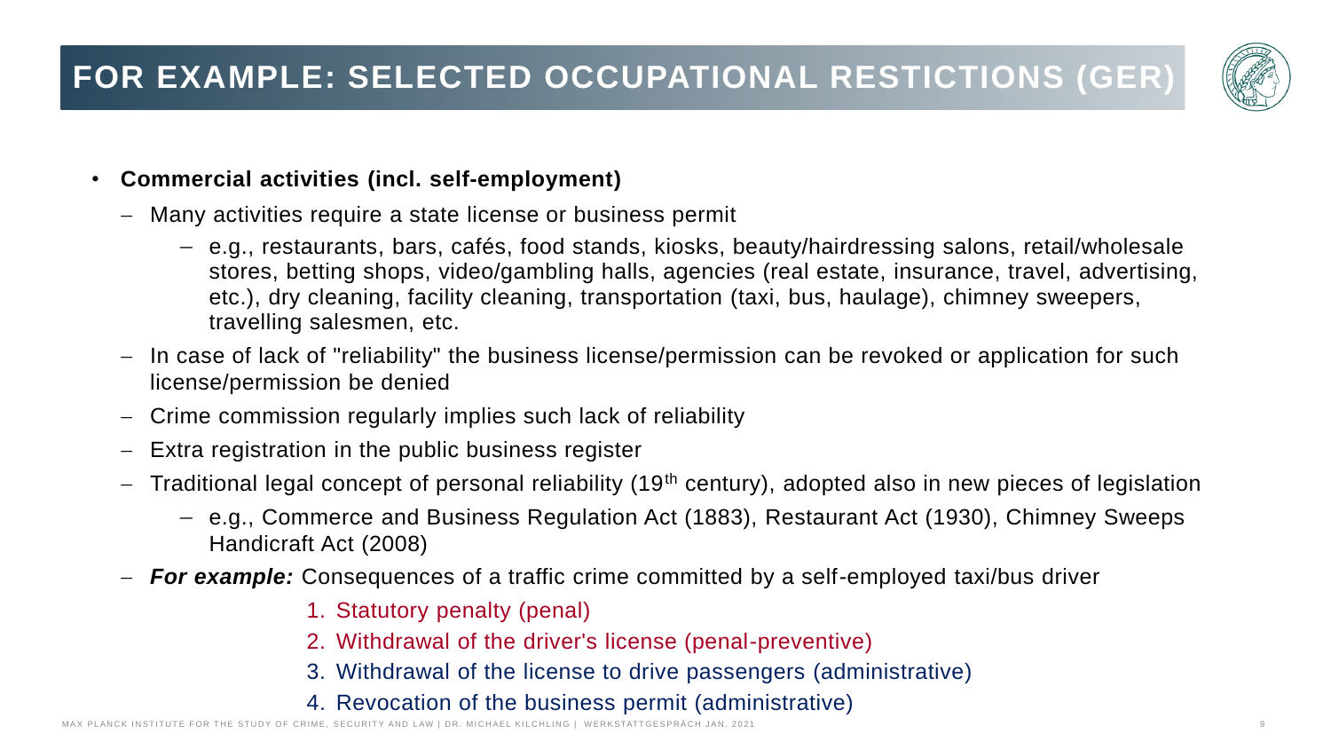# FOR EXAMPLE: SELECTED OCCUPATIONAL RESTICTIONS (GER)

- **Commercial activities (incl. self-employment)**
  - Many activities require a state license or business permit
    - e.g., restaurants, bars, cafés, food stands, kiosks, beauty/hairdressing salons, retail/wholesale stores, betting shops, video/gambling halls, agencies (real estate, insurance, travel, advertising, etc.), dry cleaning, facility cleaning, transportation (taxi, bus, haulage), chimney sweepers, travelling salesmen, etc.
  - In case of lack of "reliability" the business license/permission can be revoked or application for such license/permission be denied
  - Crime commission regularly implies such lack of reliability
  - Extra registration in the public business register
  - Traditional legal concept of personal reliability (19th century), adopted also in new pieces of legislation
    - e.g., Commerce and Business Regulation Act (1883), Restaurant Act (1930), Chimney Sweeps Handicraft Act (2008)
  - ***For example:*** Consequences of a traffic crime committed by a self-employed taxi/bus driver
    1. Statutory penalty (penal)
    2. Withdrawal of the driver's license (penal-preventive)
    3. Withdrawal of the license to drive passengers (administrative)
    4. Revocation of the business permit (administrative)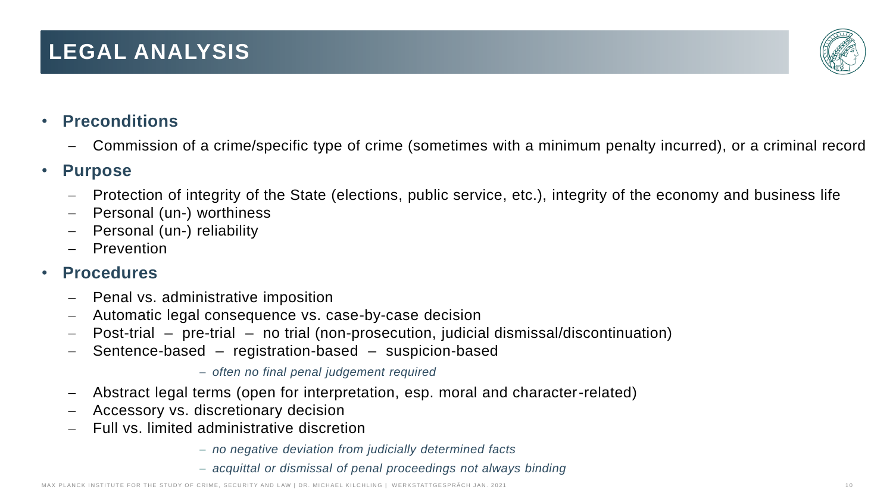# LEGAL ANALYSIS

- **Preconditions**
  - Commission of a crime/specific type of crime (sometimes with a minimum penalty incurred), or a criminal record
- **Purpose**
  - Protection of integrity of the State (elections, public service, etc.), integrity of the economy and business life
  - Personal (un-) worthiness
  - Personal (un-) reliability
  - Prevention
- **Procedures**
  - Penal vs. administrative imposition
  - Automatic legal consequence vs. case-by-case decision
  - Post-trial – pre-trial – no trial (non-prosecution, judicial dismissal/discontinuation)
  - Sentence-based – registration-based – suspicion-based
    - *often no final penal judgement required*
  - Abstract legal terms (open for interpretation, esp. moral and character-related)
  - Accessory vs. discretionary decision
  - Full vs. limited administrative discretion
    - *no negative deviation from judicially determined facts*
    - *acquittal or dismissal of penal proceedings not always binding*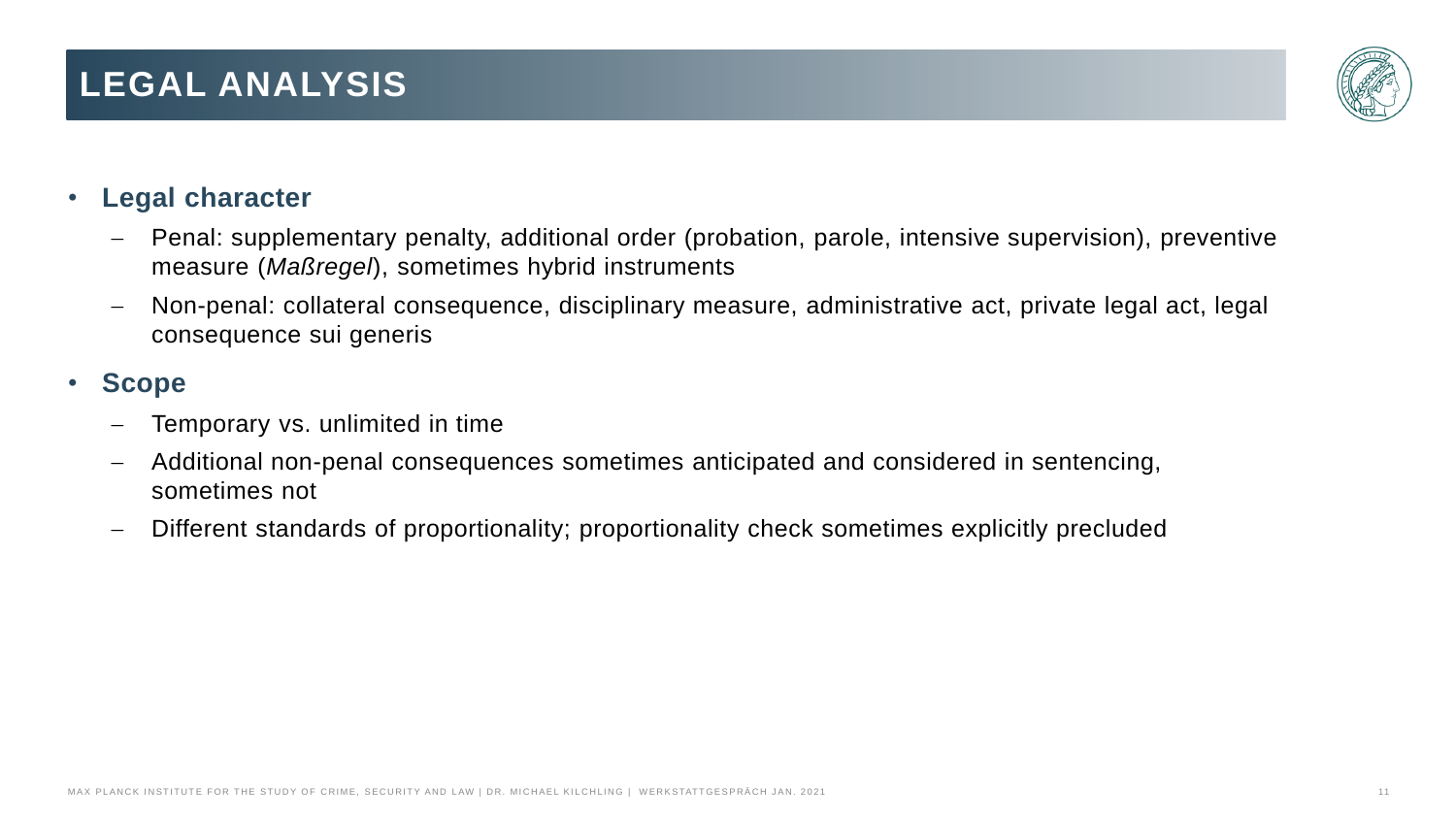# LEGAL ANALYSIS

- **Legal character**
  - Penal: supplementary penalty, additional order (probation, parole, intensive supervision), preventive measure (*Maßregel*), sometimes hybrid instruments
  - Non-penal: collateral consequence, disciplinary measure, administrative act, private legal act, legal consequence sui generis
- **Scope**
  - Temporary vs. unlimited in time
  - Additional non-penal consequences sometimes anticipated and considered in sentencing, sometimes not
  - Different standards of proportionality; proportionality check sometimes explicitly precluded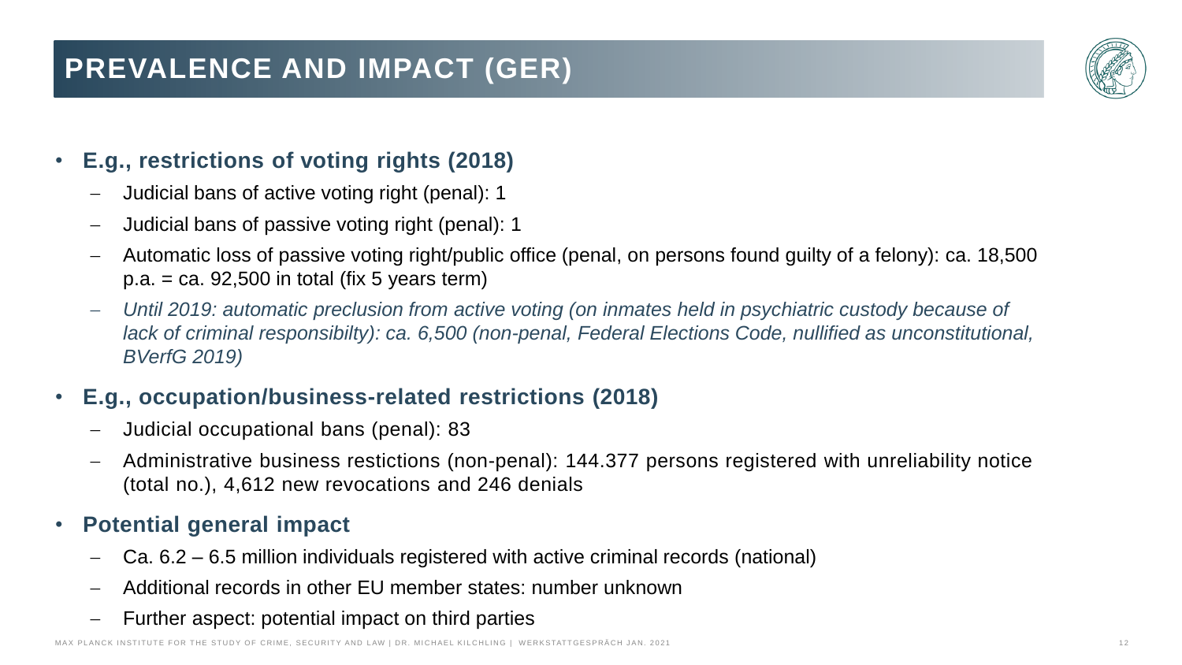# PREVALENCE AND IMPACT (GER)

- **E.g., restrictions of voting rights (2018)**
  - Judicial bans of active voting right (penal): 1
  - Judicial bans of passive voting right (penal): 1
  - Automatic loss of passive voting right/public office (penal, on persons found guilty of a felony): ca. 18,500 p.a. = ca. 92,500 in total (fix 5 years term)
  - *Until 2019: automatic preclusion from active voting (on inmates held in psychiatric custody because of lack of criminal responsibilty): ca. 6,500 (non-penal, Federal Elections Code, nullified as unconstitutional, BVerfG 2019)*
- **E.g., occupation/business-related restrictions (2018)**
  - Judicial occupational bans (penal): 83
  - Administrative business restictions (non-penal): 144.377 persons registered with unreliability notice (total no.), 4,612 new revocations and 246 denials
- **Potential general impact**
  - Ca. 6.2 – 6.5 million individuals registered with active criminal records (national)
  - Additional records in other EU member states: number unknown
  - Further aspect: potential impact on third parties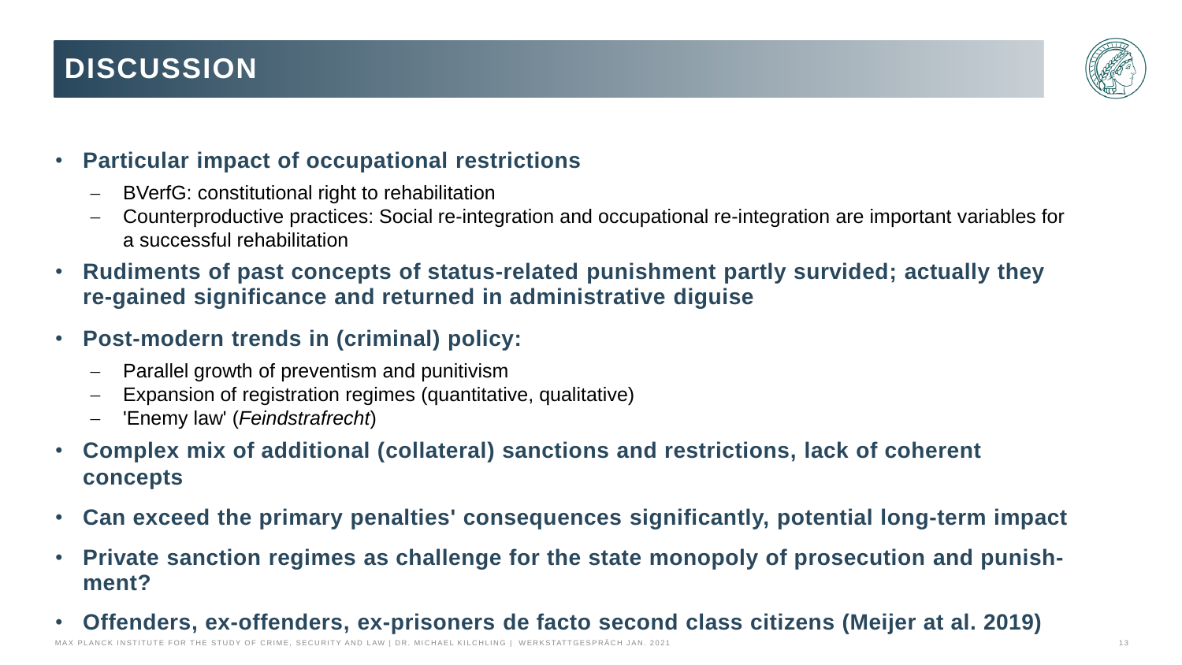# DISCUSSION

- **Particular impact of occupational restrictions**
  - BVerfG: constitutional right to rehabilitation
  - Counterproductive practices: Social re-integration and occupational re-integration are important variables for a successful rehabilitation
- **Rudiments of past concepts of status-related punishment partly survided; actually they re-gained significance and returned in administrative diguise**
- **Post-modern trends in (criminal) policy:**
  - Parallel growth of preventism and punitivism
  - Expansion of registration regimes (quantitative, qualitative)
  - 'Enemy law' (*Feindstrafrecht*)
- **Complex mix of additional (collateral) sanctions and restrictions, lack of coherent concepts**
- **Can exceed the primary penalties' consequences significantly, potential long-term impact**
- **Private sanction regimes as challenge for the state monopoly of prosecution and punish-ment?**
- **Offenders, ex-offenders, ex-prisoners de facto second class citizens (Meijer at al. 2019)**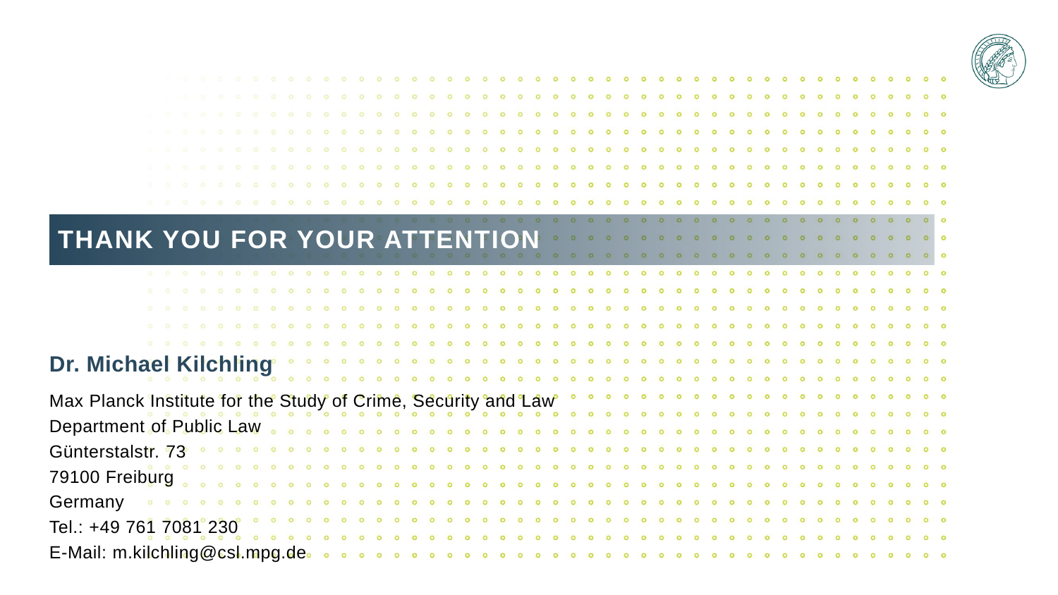# THANK YOU FOR YOUR ATTENTION

**Dr. Michael Kilchling**

Max Planck Institute for the Study of Crime, Security and Law
Department of Public Law
Günterstalstr. 73
79100 Freiburg
Germany
Tel.: +49 761 7081 230
E-Mail: m.kilchling@csl.mpg.de